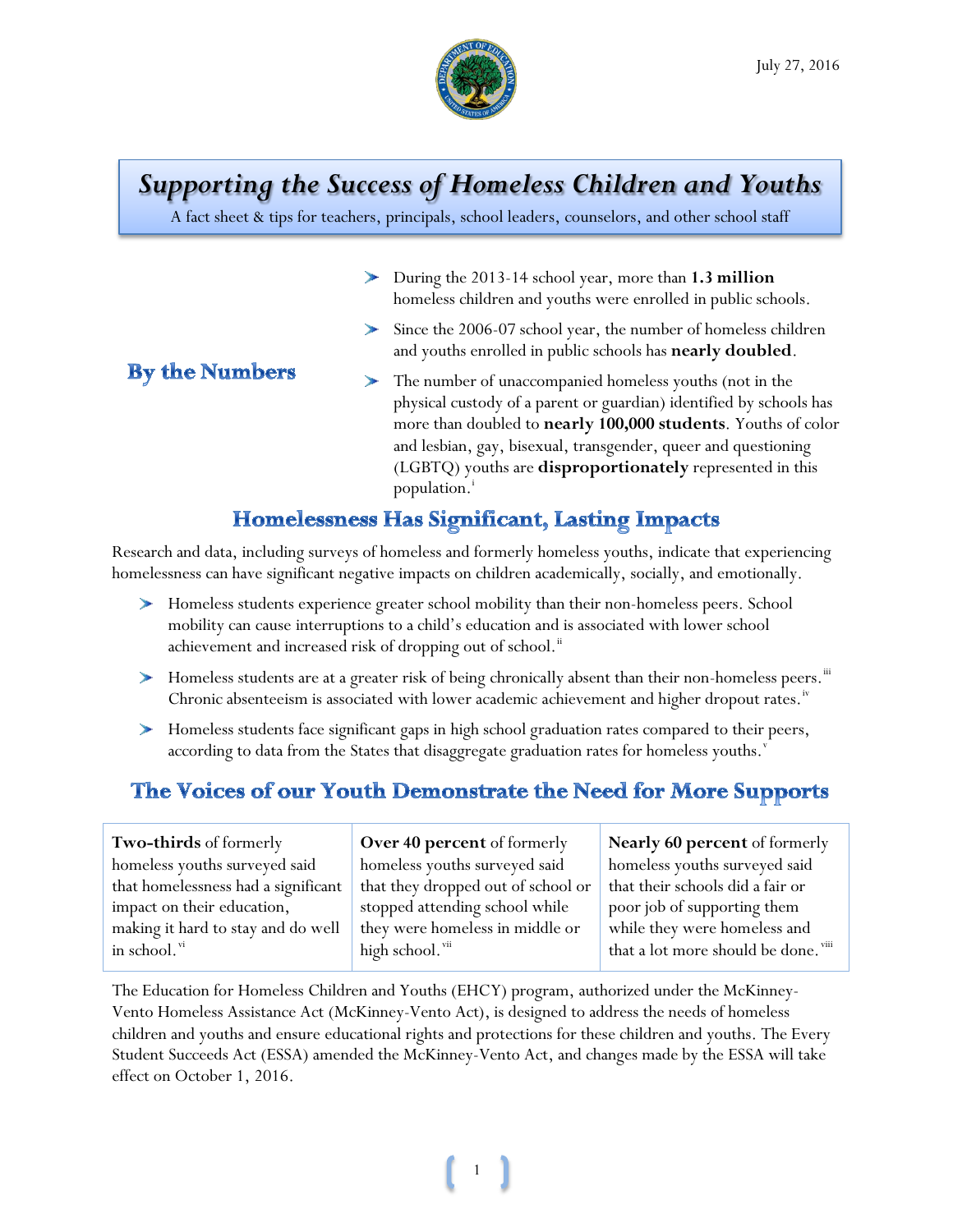July 27, 2016

# *Supporting the Success of Homeless Children and Youths*

A fact sheet & tips for teachers, principals, school leaders, counselors, and other school staff

## By the Numbers

- During the 2013-14 school year, more than **1.3 million** homeless children and youths were enrolled in public schools.
- Since the 2006-07 school year, the number of homeless children and youths enrolled in public schools has **nearly doubled**.
- The number of unaccompanied homeless youths (not in the physical custody of a parent or guardian) identified by schools has more than doubled to **nearly 100,000 students**. Youths of color and lesbian, gay, bisexual, transgender, queer and questioning (LGBTQ) youths are **disproportionately** represented in this population.[i]

## Homelessness Has Significant, Lasting Impacts

Research and data, including surveys of homeless and formerly homeless youths, indicate that experiencing homelessness can have significant negative impacts on children academically, socially, and emotionally.

- Homeless students experience greater school mobility than their non-homeless peers. School mobility can cause interruptions to a child's education and is associated with lower school achievement and increased risk of dropping out of school.[ii]
- Homeless students are at a greater risk of being chronically absent than their non-homeless peers.[iii] Chronic absenteeism is associated with lower academic achievement and higher dropout rates.[iv]
- Homeless students face significant gaps in high school graduation rates compared to their peers, according to data from the States that disaggregate graduation rates for homeless youths.[v]

## The Voices of our Youth Demonstrate the Need for More Supports

| **Two-thirds** of formerly homeless youths surveyed said that homelessness had a significant impact on their education, making it hard to stay and do well in school.[vi] | **Over 40 percent** of formerly homeless youths surveyed said that they dropped out of school or stopped attending school while they were homeless in middle or high school.[vii] | **Nearly 60 percent** of formerly homeless youths surveyed said that their schools did a fair or poor job of supporting them while they were homeless and that a lot more should be done.[viii] |
|---|---|---|

The Education for Homeless Children and Youths (EHCY) program, authorized under the McKinney-Vento Homeless Assistance Act (McKinney-Vento Act), is designed to address the needs of homeless children and youths and ensure educational rights and protections for these children and youths. The Every Student Succeeds Act (ESSA) amended the McKinney-Vento Act, and changes made by the ESSA will take effect on October 1, 2016.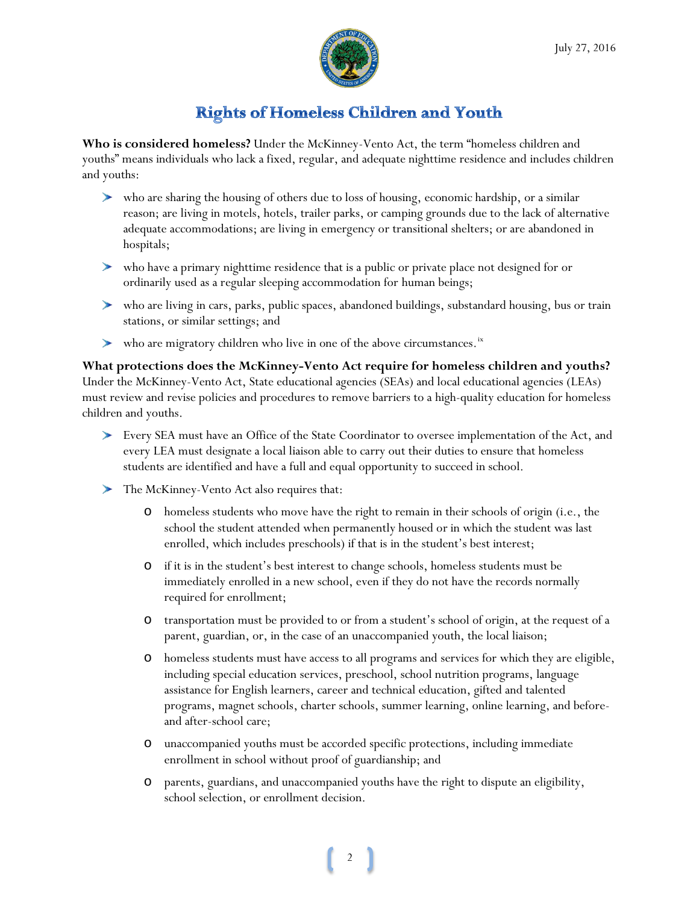July 27, 2016

# Rights of Homeless Children and Youth

**Who is considered homeless?** Under the McKinney-Vento Act, the term "homeless children and youths" means individuals who lack a fixed, regular, and adequate nighttime residence and includes children and youths:

- who are sharing the housing of others due to loss of housing, economic hardship, or a similar reason; are living in motels, hotels, trailer parks, or camping grounds due to the lack of alternative adequate accommodations; are living in emergency or transitional shelters; or are abandoned in hospitals;
- who have a primary nighttime residence that is a public or private place not designed for or ordinarily used as a regular sleeping accommodation for human beings;
- who are living in cars, parks, public spaces, abandoned buildings, substandard housing, bus or train stations, or similar settings; and
- who are migratory children who live in one of the above circumstances.[ix]

**What protections does the McKinney-Vento Act require for homeless children and youths?** Under the McKinney-Vento Act, State educational agencies (SEAs) and local educational agencies (LEAs) must review and revise policies and procedures to remove barriers to a high-quality education for homeless children and youths.

- Every SEA must have an Office of the State Coordinator to oversee implementation of the Act, and every LEA must designate a local liaison able to carry out their duties to ensure that homeless students are identified and have a full and equal opportunity to succeed in school.
- The McKinney-Vento Act also requires that:
  - homeless students who move have the right to remain in their schools of origin (i.e., the school the student attended when permanently housed or in which the student was last enrolled, which includes preschools) if that is in the student's best interest;
  - if it is in the student's best interest to change schools, homeless students must be immediately enrolled in a new school, even if they do not have the records normally required for enrollment;
  - transportation must be provided to or from a student's school of origin, at the request of a parent, guardian, or, in the case of an unaccompanied youth, the local liaison;
  - homeless students must have access to all programs and services for which they are eligible, including special education services, preschool, school nutrition programs, language assistance for English learners, career and technical education, gifted and talented programs, magnet schools, charter schools, summer learning, online learning, and before- and after-school care;
  - unaccompanied youths must be accorded specific protections, including immediate enrollment in school without proof of guardianship; and
  - parents, guardians, and unaccompanied youths have the right to dispute an eligibility, school selection, or enrollment decision.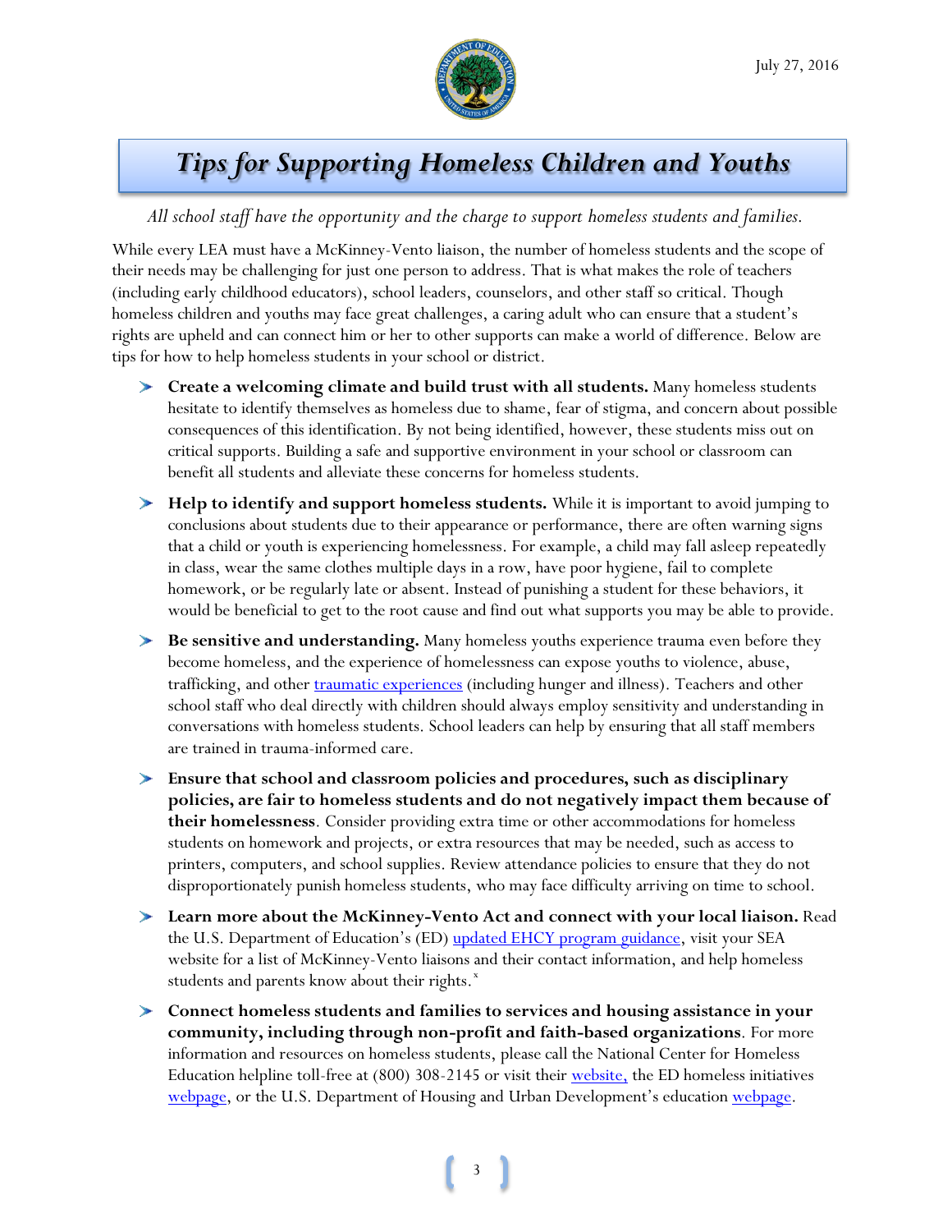July 27, 2016

# *Tips for Supporting Homeless Children and Youths*

*All school staff have the opportunity and the charge to support homeless students and families.*

While every LEA must have a McKinney-Vento liaison, the number of homeless students and the scope of their needs may be challenging for just one person to address. That is what makes the role of teachers (including early childhood educators), school leaders, counselors, and other staff so critical. Though homeless children and youths may face great challenges, a caring adult who can ensure that a student's rights are upheld and can connect him or her to other supports can make a world of difference. Below are tips for how to help homeless students in your school or district.

- **Create a welcoming climate and build trust with all students.** Many homeless students hesitate to identify themselves as homeless due to shame, fear of stigma, and concern about possible consequences of this identification. By not being identified, however, these students miss out on critical supports. Building a safe and supportive environment in your school or classroom can benefit all students and alleviate these concerns for homeless students.
- **Help to identify and support homeless students.** While it is important to avoid jumping to conclusions about students due to their appearance or performance, there are often warning signs that a child or youth is experiencing homelessness. For example, a child may fall asleep repeatedly in class, wear the same clothes multiple days in a row, have poor hygiene, fail to complete homework, or be regularly late or absent. Instead of punishing a student for these behaviors, it would be beneficial to get to the root cause and find out what supports you may be able to provide.
- **Be sensitive and understanding.** Many homeless youths experience trauma even before they become homeless, and the experience of homelessness can expose youths to violence, abuse, trafficking, and other traumatic experiences (including hunger and illness). Teachers and other school staff who deal directly with children should always employ sensitivity and understanding in conversations with homeless students. School leaders can help by ensuring that all staff members are trained in trauma-informed care.
- **Ensure that school and classroom policies and procedures, such as disciplinary policies, are fair to homeless students and do not negatively impact them because of their homelessness**. Consider providing extra time or other accommodations for homeless students on homework and projects, or extra resources that may be needed, such as access to printers, computers, and school supplies. Review attendance policies to ensure that they do not disproportionately punish homeless students, who may face difficulty arriving on time to school.
- **Learn more about the McKinney-Vento Act and connect with your local liaison.** Read the U.S. Department of Education's (ED) updated EHCY program guidance, visit your SEA website for a list of McKinney-Vento liaisons and their contact information, and help homeless students and parents know about their rights.[x]
- **Connect homeless students and families to services and housing assistance in your community, including through non-profit and faith-based organizations**. For more information and resources on homeless students, please call the National Center for Homeless Education helpline toll-free at (800) 308-2145 or visit their website, the ED homeless initiatives webpage, or the U.S. Department of Housing and Urban Development's education webpage.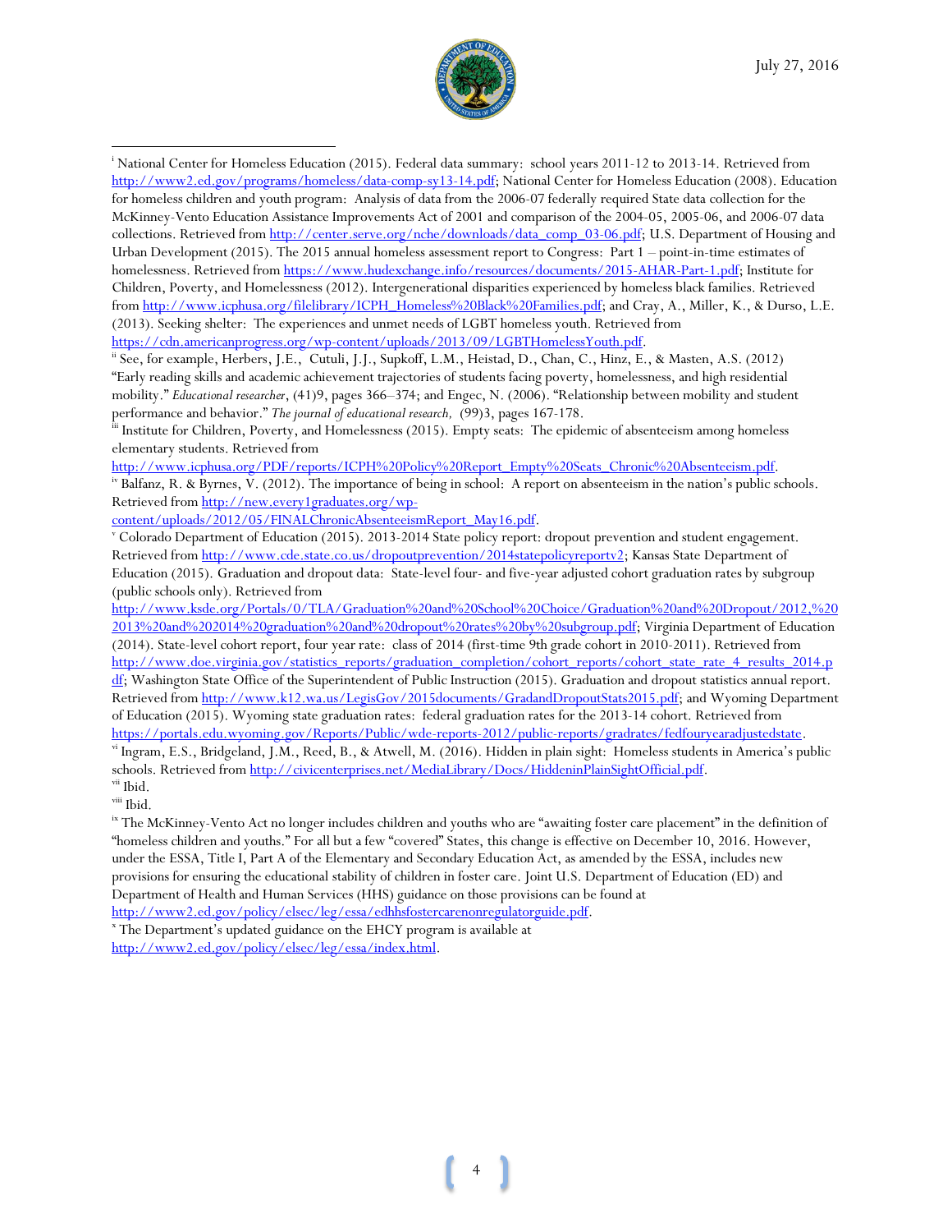[i] National Center for Homeless Education (2015). Federal data summary: school years 2011-12 to 2013-14. Retrieved from http://www2.ed.gov/programs/homeless/data-comp-sy13-14.pdf; National Center for Homeless Education (2008). Education for homeless children and youth program: Analysis of data from the 2006-07 federally required State data collection for the McKinney-Vento Education Assistance Improvements Act of 2001 and comparison of the 2004-05, 2005-06, and 2006-07 data collections. Retrieved from http://center.serve.org/nche/downloads/data_comp_03-06.pdf; U.S. Department of Housing and Urban Development (2015). The 2015 annual homeless assessment report to Congress: Part 1 – point-in-time estimates of homelessness. Retrieved from https://www.hudexchange.info/resources/documents/2015-AHAR-Part-1.pdf; Institute for Children, Poverty, and Homelessness (2012). Intergenerational disparities experienced by homeless black families. Retrieved from http://www.icphusa.org/filelibrary/ICPH_Homeless%20Black%20Families.pdf; and Cray, A., Miller, K., & Durso, L.E. (2013). Seeking shelter: The experiences and unmet needs of LGBT homeless youth. Retrieved from https://cdn.americanprogress.org/wp-content/uploads/2013/09/LGBTHomelessYouth.pdf.

[ii] See, for example, Herbers, J.E., Cutuli, J.J., Supkoff, L.M., Heistad, D., Chan, C., Hinz, E., & Masten, A.S. (2012) "Early reading skills and academic achievement trajectories of students facing poverty, homelessness, and high residential mobility." *Educational researcher*, (41)9, pages 366–374; and Engec, N. (2006). "Relationship between mobility and student performance and behavior." *The journal of educational research,* (99)3, pages 167-178.

[iii] Institute for Children, Poverty, and Homelessness (2015). Empty seats: The epidemic of absenteeism among homeless elementary students. Retrieved from http://www.icphusa.org/PDF/reports/ICPH%20Policy%20Report_Empty%20Seats_Chronic%20Absenteeism.pdf.

[iv] Balfanz, R. & Byrnes, V. (2012). The importance of being in school: A report on absenteeism in the nation's public schools. Retrieved from http://new.every1graduates.org/wp-content/uploads/2012/05/FINALChronicAbsenteeismReport_May16.pdf.

[v] Colorado Department of Education (2015). 2013-2014 State policy report: dropout prevention and student engagement. Retrieved from http://www.cde.state.co.us/dropoutprevention/2014statepolicyreportv2; Kansas State Department of Education (2015). Graduation and dropout data: State-level four- and five-year adjusted cohort graduation rates by subgroup (public schools only). Retrieved from http://www.ksde.org/Portals/0/TLA/Graduation%20and%20School%20Choice/Graduation%20and%20Dropout/2012,%202013%20and%202014%20graduation%20and%20dropout%20rates%20by%20subgroup.pdf; Virginia Department of Education (2014). State-level cohort report, four year rate: class of 2014 (first-time 9th grade cohort in 2010-2011). Retrieved from http://www.doe.virginia.gov/statistics_reports/graduation_completion/cohort_reports/cohort_state_rate_4_results_2014.pdf; Washington State Office of the Superintendent of Public Instruction (2015). Graduation and dropout statistics annual report. Retrieved from http://www.k12.wa.us/LegisGov/2015documents/GradandDropoutStats2015.pdf; and Wyoming Department of Education (2015). Wyoming state graduation rates: federal graduation rates for the 2013-14 cohort. Retrieved from https://portals.edu.wyoming.gov/Reports/Public/wde-reports-2012/public-reports/gradrates/fedfouryearadjustedstate.

[vi] Ingram, E.S., Bridgeland, J.M., Reed, B., & Atwell, M. (2016). Hidden in plain sight: Homeless students in America's public schools. Retrieved from http://civicenterprises.net/MediaLibrary/Docs/HiddeninPlainSightOfficial.pdf.

[vii] Ibid.

[viii] Ibid.

[ix] The McKinney-Vento Act no longer includes children and youths who are "awaiting foster care placement" in the definition of "homeless children and youths." For all but a few "covered" States, this change is effective on December 10, 2016. However, under the ESSA, Title I, Part A of the Elementary and Secondary Education Act, as amended by the ESSA, includes new provisions for ensuring the educational stability of children in foster care. Joint U.S. Department of Education (ED) and Department of Health and Human Services (HHS) guidance on those provisions can be found at http://www2.ed.gov/policy/elsec/leg/essa/edhhsfostercarenonregulatorguide.pdf.

[x] The Department's updated guidance on the EHCY program is available at http://www2.ed.gov/policy/elsec/leg/essa/index.html.